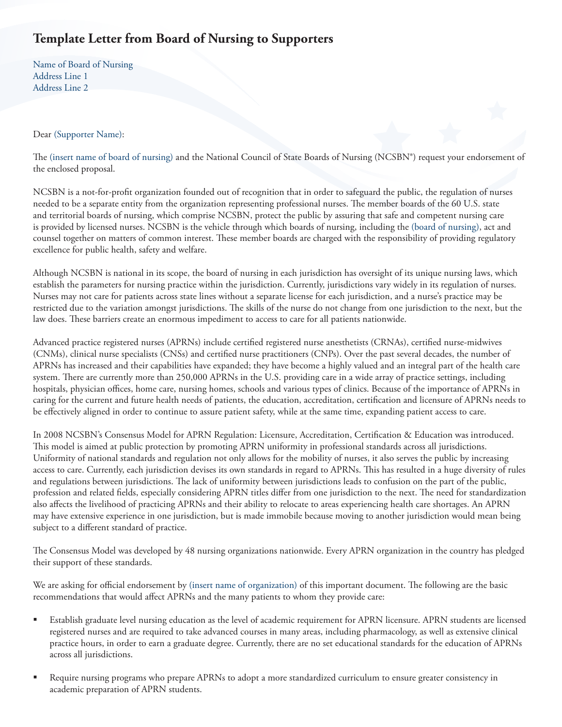# Template Letter from Board of Nursing to Supporters

Name of Board of Nursing
Address Line 1
Address Line 2

Dear (Supporter Name):

The (insert name of board of nursing) and the National Council of State Boards of Nursing (NCSBN®) request your endorsement of the enclosed proposal.

NCSBN is a not-for-profit organization founded out of recognition that in order to safeguard the public, the regulation of nurses needed to be a separate entity from the organization representing professional nurses. The member boards of the 60 U.S. state and territorial boards of nursing, which comprise NCSBN, protect the public by assuring that safe and competent nursing care is provided by licensed nurses. NCSBN is the vehicle through which boards of nursing, including the (board of nursing), act and counsel together on matters of common interest. These member boards are charged with the responsibility of providing regulatory excellence for public health, safety and welfare.

Although NCSBN is national in its scope, the board of nursing in each jurisdiction has oversight of its unique nursing laws, which establish the parameters for nursing practice within the jurisdiction. Currently, jurisdictions vary widely in its regulation of nurses. Nurses may not care for patients across state lines without a separate license for each jurisdiction, and a nurse's practice may be restricted due to the variation amongst jurisdictions. The skills of the nurse do not change from one jurisdiction to the next, but the law does. These barriers create an enormous impediment to access to care for all patients nationwide.

Advanced practice registered nurses (APRNs) include certified registered nurse anesthetists (CRNAs), certified nurse-midwives (CNMs), clinical nurse specialists (CNSs) and certified nurse practitioners (CNPs). Over the past several decades, the number of APRNs has increased and their capabilities have expanded; they have become a highly valued and an integral part of the health care system. There are currently more than 250,000 APRNs in the U.S. providing care in a wide array of practice settings, including hospitals, physician offices, home care, nursing homes, schools and various types of clinics. Because of the importance of APRNs in caring for the current and future health needs of patients, the education, accreditation, certification and licensure of APRNs needs to be effectively aligned in order to continue to assure patient safety, while at the same time, expanding patient access to care.

In 2008 NCSBN's Consensus Model for APRN Regulation: Licensure, Accreditation, Certification & Education was introduced. This model is aimed at public protection by promoting APRN uniformity in professional standards across all jurisdictions. Uniformity of national standards and regulation not only allows for the mobility of nurses, it also serves the public by increasing access to care. Currently, each jurisdiction devises its own standards in regard to APRNs. This has resulted in a huge diversity of rules and regulations between jurisdictions. The lack of uniformity between jurisdictions leads to confusion on the part of the public, profession and related fields, especially considering APRN titles differ from one jurisdiction to the next. The need for standardization also affects the livelihood of practicing APRNs and their ability to relocate to areas experiencing health care shortages. An APRN may have extensive experience in one jurisdiction, but is made immobile because moving to another jurisdiction would mean being subject to a different standard of practice.

The Consensus Model was developed by 48 nursing organizations nationwide. Every APRN organization in the country has pledged their support of these standards.

We are asking for official endorsement by (insert name of organization) of this important document. The following are the basic recommendations that would affect APRNs and the many patients to whom they provide care:

- Establish graduate level nursing education as the level of academic requirement for APRN licensure. APRN students are licensed registered nurses and are required to take advanced courses in many areas, including pharmacology, as well as extensive clinical practice hours, in order to earn a graduate degree. Currently, there are no set educational standards for the education of APRNs across all jurisdictions.

- Require nursing programs who prepare APRNs to adopt a more standardized curriculum to ensure greater consistency in academic preparation of APRN students.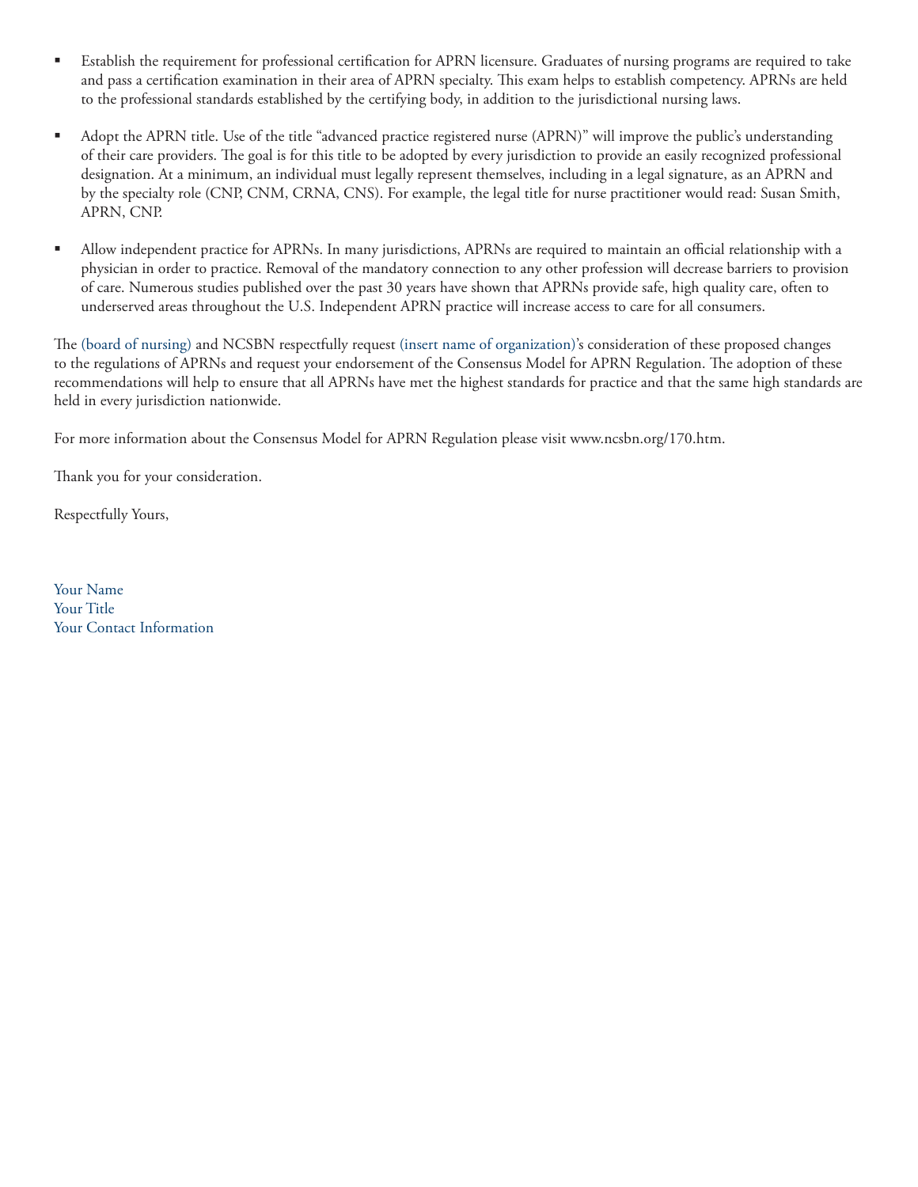- Establish the requirement for professional certification for APRN licensure. Graduates of nursing programs are required to take and pass a certification examination in their area of APRN specialty. This exam helps to establish competency. APRNs are held to the professional standards established by the certifying body, in addition to the jurisdictional nursing laws.

- Adopt the APRN title. Use of the title "advanced practice registered nurse (APRN)" will improve the public's understanding of their care providers. The goal is for this title to be adopted by every jurisdiction to provide an easily recognized professional designation. At a minimum, an individual must legally represent themselves, including in a legal signature, as an APRN and by the specialty role (CNP, CNM, CRNA, CNS). For example, the legal title for nurse practitioner would read: Susan Smith, APRN, CNP.

- Allow independent practice for APRNs. In many jurisdictions, APRNs are required to maintain an official relationship with a physician in order to practice. Removal of the mandatory connection to any other profession will decrease barriers to provision of care. Numerous studies published over the past 30 years have shown that APRNs provide safe, high quality care, often to underserved areas throughout the U.S. Independent APRN practice will increase access to care for all consumers.

The (board of nursing) and NCSBN respectfully request (insert name of organization)'s consideration of these proposed changes to the regulations of APRNs and request your endorsement of the Consensus Model for APRN Regulation. The adoption of these recommendations will help to ensure that all APRNs have met the highest standards for practice and that the same high standards are held in every jurisdiction nationwide.

For more information about the Consensus Model for APRN Regulation please visit www.ncsbn.org/170.htm.

Thank you for your consideration.

Respectfully Yours,

Your Name
Your Title
Your Contact Information